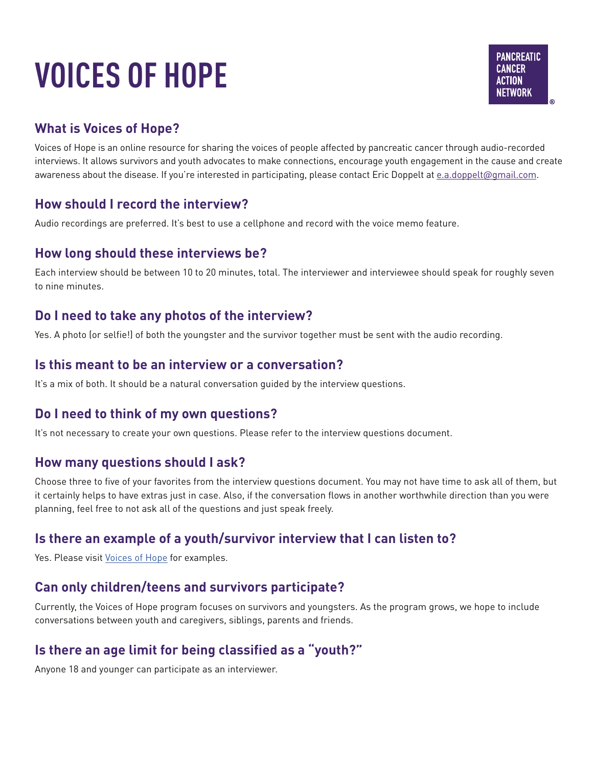# VOICES OF HOPE

PANCREATIC CANCER ACTION NETWORK®

## What is Voices of Hope?

Voices of Hope is an online resource for sharing the voices of people affected by pancreatic cancer through audio-recorded interviews. It allows survivors and youth advocates to make connections, encourage youth engagement in the cause and create awareness about the disease. If you're interested in participating, please contact Eric Doppelt at e.a.doppelt@gmail.com.

## How should I record the interview?

Audio recordings are preferred. It's best to use a cellphone and record with the voice memo feature.

## How long should these interviews be?

Each interview should be between 10 to 20 minutes, total. The interviewer and interviewee should speak for roughly seven to nine minutes.

## Do I need to take any photos of the interview?

Yes. A photo (or selfie!) of both the youngster and the survivor together must be sent with the audio recording.

## Is this meant to be an interview or a conversation?

It's a mix of both. It should be a natural conversation guided by the interview questions.

## Do I need to think of my own questions?

It's not necessary to create your own questions. Please refer to the interview questions document.

## How many questions should I ask?

Choose three to five of your favorites from the interview questions document. You may not have time to ask all of them, but it certainly helps to have extras just in case. Also, if the conversation flows in another worthwhile direction than you were planning, feel free to not ask all of the questions and just speak freely.

## Is there an example of a youth/survivor interview that I can listen to?

Yes. Please visit Voices of Hope for examples.

## Can only children/teens and survivors participate?

Currently, the Voices of Hope program focuses on survivors and youngsters. As the program grows, we hope to include conversations between youth and caregivers, siblings, parents and friends.

## Is there an age limit for being classified as a "youth?"

Anyone 18 and younger can participate as an interviewer.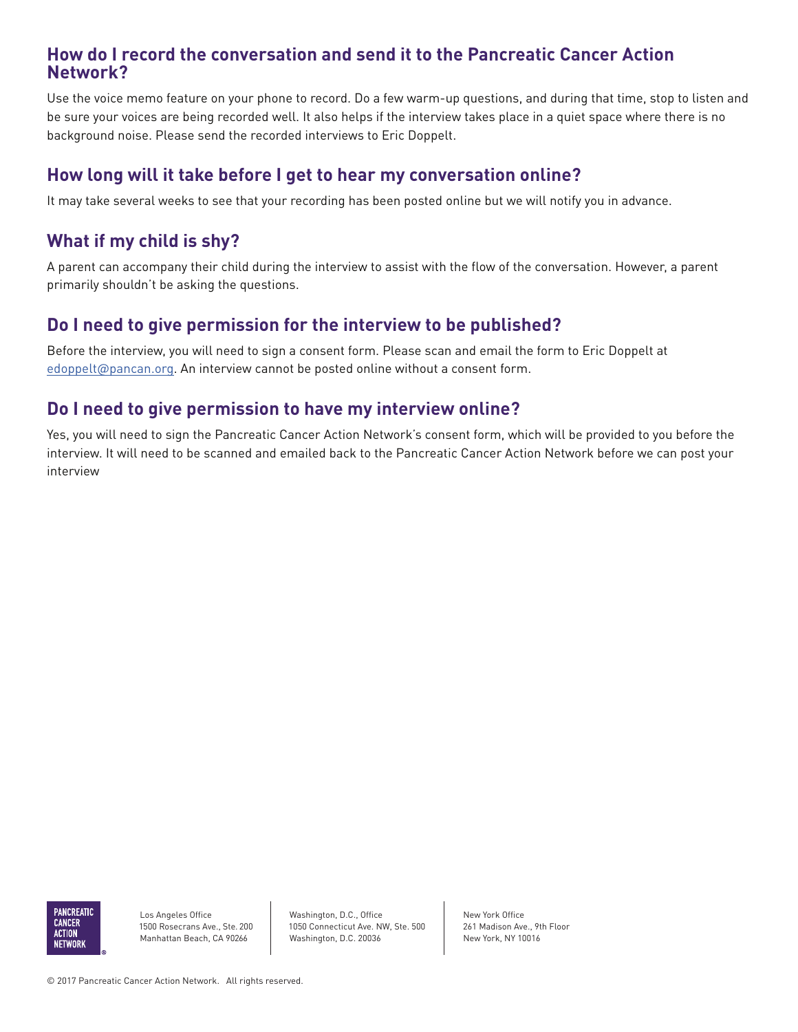## How do I record the conversation and send it to the Pancreatic Cancer Action Network?

Use the voice memo feature on your phone to record. Do a few warm-up questions, and during that time, stop to listen and be sure your voices are being recorded well. It also helps if the interview takes place in a quiet space where there is no background noise. Please send the recorded interviews to Eric Doppelt.

## How long will it take before I get to hear my conversation online?

It may take several weeks to see that your recording has been posted online but we will notify you in advance.

## What if my child is shy?

A parent can accompany their child during the interview to assist with the flow of the conversation. However, a parent primarily shouldn't be asking the questions.

## Do I need to give permission for the interview to be published?

Before the interview, you will need to sign a consent form. Please scan and email the form to Eric Doppelt at edoppelt@pancan.org. An interview cannot be posted online without a consent form.

## Do I need to give permission to have my interview online?

Yes, you will need to sign the Pancreatic Cancer Action Network's consent form, which will be provided to you before the interview. It will need to be scanned and emailed back to the Pancreatic Cancer Action Network before we can post your interview

PANCREATIC CANCER ACTION NETWORK®

Los Angeles Office
1500 Rosecrans Ave., Ste. 200
Manhattan Beach, CA 90266

Washington, D.C., Office
1050 Connecticut Ave. NW, Ste. 500
Washington, D.C. 20036

New York Office
261 Madison Ave., 9th Floor
New York, NY 10016

© 2017 Pancreatic Cancer Action Network. All rights reserved.